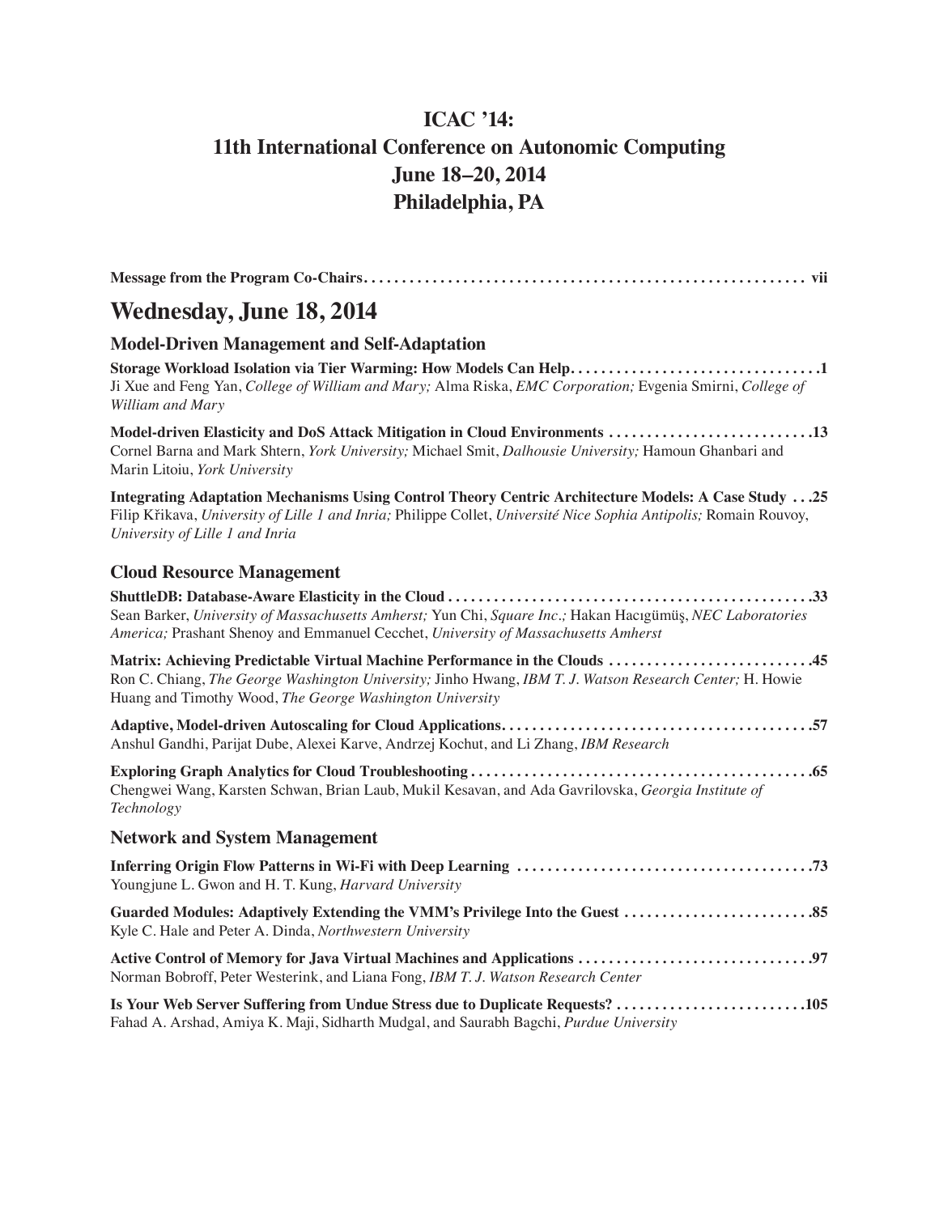# ICAC '14:
# 11th International Conference on Autonomic Computing
# June 18–20, 2014
# Philadelphia, PA

**Message from the Program Co-Chairs** . . . . . . . . . . . . . . . . . . . . . . . . . . . . . . . . . . . . . . . . . . . . . . . . . . . . . . . . . **vii**

## Wednesday, June 18, 2014

### Model-Driven Management and Self-Adaptation

**Storage Workload Isolation via Tier Warming: How Models Can Help** . . . . . . . . . . . . . . . . . . . . . . . . . . . . . . . . **1**
Ji Xue and Feng Yan, *College of William and Mary;* Alma Riska, *EMC Corporation;* Evgenia Smirni, *College of William and Mary*

**Model-driven Elasticity and DoS Attack Mitigation in Cloud Environments** . . . . . . . . . . . . . . . . . . . . . . . . . . . **13**
Cornel Barna and Mark Shtern, *York University;* Michael Smit, *Dalhousie University;* Hamoun Ghanbari and Marin Litoiu, *York University*

**Integrating Adaptation Mechanisms Using Control Theory Centric Architecture Models: A Case Study** . . . **25**
Filip Křikava, *University of Lille 1 and Inria;* Philippe Collet, *Université Nice Sophia Antipolis;* Romain Rouvoy, *University of Lille 1 and Inria*

### Cloud Resource Management

**ShuttleDB: Database-Aware Elasticity in the Cloud** . . . . . . . . . . . . . . . . . . . . . . . . . . . . . . . . . . . . . . . . . . . . . . . . **33**
Sean Barker, *University of Massachusetts Amherst;* Yun Chi, *Square Inc.;* Hakan Hacıgümüş, *NEC Laboratories America;* Prashant Shenoy and Emmanuel Cecchet, *University of Massachusetts Amherst*

**Matrix: Achieving Predictable Virtual Machine Performance in the Clouds** . . . . . . . . . . . . . . . . . . . . . . . . . . **45**
Ron C. Chiang, *The George Washington University;* Jinho Hwang, *IBM T. J. Watson Research Center;* H. Howie Huang and Timothy Wood, *The George Washington University*

**Adaptive, Model-driven Autoscaling for Cloud Applications** . . . . . . . . . . . . . . . . . . . . . . . . . . . . . . . . . . . . . . . . . **57**
Anshul Gandhi, Parijat Dube, Alexei Karve, Andrzej Kochut, and Li Zhang, *IBM Research*

**Exploring Graph Analytics for Cloud Troubleshooting** . . . . . . . . . . . . . . . . . . . . . . . . . . . . . . . . . . . . . . . . . . . . . **65**
Chengwei Wang, Karsten Schwan, Brian Laub, Mukil Kesavan, and Ada Gavrilovska, *Georgia Institute of Technology*

### Network and System Management

**Inferring Origin Flow Patterns in Wi-Fi with Deep Learning** . . . . . . . . . . . . . . . . . . . . . . . . . . . . . . . . . . . . . . . **73**
Youngjune L. Gwon and H. T. Kung, *Harvard University*

**Guarded Modules: Adaptively Extending the VMM's Privilege Into the Guest** . . . . . . . . . . . . . . . . . . . . . . . . . **85**
Kyle C. Hale and Peter A. Dinda, *Northwestern University*

**Active Control of Memory for Java Virtual Machines and Applications** . . . . . . . . . . . . . . . . . . . . . . . . . . . . . . . **97**
Norman Bobroff, Peter Westerink, and Liana Fong, *IBM T. J. Watson Research Center*

**Is Your Web Server Suffering from Undue Stress due to Duplicate Requests?** . . . . . . . . . . . . . . . . . . . . . . . . . **105**
Fahad A. Arshad, Amiya K. Maji, Sidharth Mudgal, and Saurabh Bagchi, *Purdue University*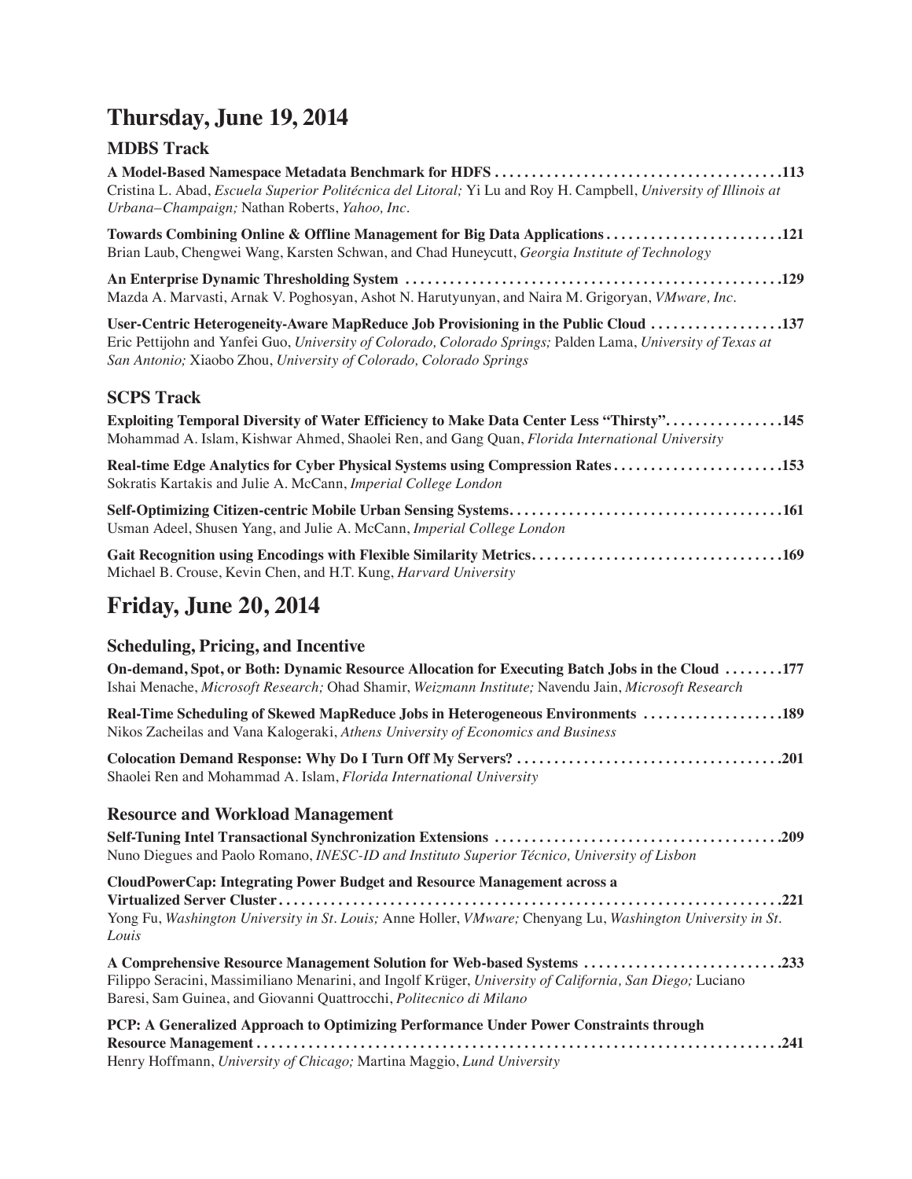# Thursday, June 19, 2014

## MDBS Track

**A Model-Based Namespace Metadata Benchmark for HDFS . . . . . . . . . . . . . . . . . . . . . . . . . . . . . . . . . . . . . . . 113**
Cristina L. Abad, *Escuela Superior Politécnica del Litoral;* Yi Lu and Roy H. Campbell, *University of Illinois at Urbana–Champaign;* Nathan Roberts, *Yahoo, Inc.*

**Towards Combining Online & Offline Management for Big Data Applications . . . . . . . . . . . . . . . . . . . . . . . . 121**
Brian Laub, Chengwei Wang, Karsten Schwan, and Chad Huneycutt, *Georgia Institute of Technology*

**An Enterprise Dynamic Thresholding System . . . . . . . . . . . . . . . . . . . . . . . . . . . . . . . . . . . . . . . . . . . . . . . . . . 129**
Mazda A. Marvasti, Arnak V. Poghosyan, Ashot N. Harutyunyan, and Naira M. Grigoryan, *VMware, Inc.*

**User-Centric Heterogeneity-Aware MapReduce Job Provisioning in the Public Cloud . . . . . . . . . . . . . . . . . . 137**
Eric Pettijohn and Yanfei Guo, *University of Colorado, Colorado Springs;* Palden Lama, *University of Texas at San Antonio;* Xiaobo Zhou, *University of Colorado, Colorado Springs*

## SCPS Track

**Exploiting Temporal Diversity of Water Efficiency to Make Data Center Less "Thirsty". . . . . . . . . . . . . . . . 145**
Mohammad A. Islam, Kishwar Ahmed, Shaolei Ren, and Gang Quan, *Florida International University*

**Real-time Edge Analytics for Cyber Physical Systems using Compression Rates . . . . . . . . . . . . . . . . . . . . . . . 153**
Sokratis Kartakis and Julie A. McCann, *Imperial College London*

**Self-Optimizing Citizen-centric Mobile Urban Sensing Systems. . . . . . . . . . . . . . . . . . . . . . . . . . . . . . . . . . . . . 161**
Usman Adeel, Shusen Yang, and Julie A. McCann, *Imperial College London*

**Gait Recognition using Encodings with Flexible Similarity Metrics. . . . . . . . . . . . . . . . . . . . . . . . . . . . . . . . . . 169**
Michael B. Crouse, Kevin Chen, and H.T. Kung, *Harvard University*

# Friday, June 20, 2014

## Scheduling, Pricing, and Incentive

**On-demand, Spot, or Both: Dynamic Resource Allocation for Executing Batch Jobs in the Cloud . . . . . . . . 177**
Ishai Menache, *Microsoft Research;* Ohad Shamir, *Weizmann Institute;* Navendu Jain, *Microsoft Research*

**Real-Time Scheduling of Skewed MapReduce Jobs in Heterogeneous Environments . . . . . . . . . . . . . . . . . . . 189**
Nikos Zacheilas and Vana Kalogeraki, *Athens University of Economics and Business*

**Colocation Demand Response: Why Do I Turn Off My Servers? . . . . . . . . . . . . . . . . . . . . . . . . . . . . . . . . . . . 201**
Shaolei Ren and Mohammad A. Islam, *Florida International University*

## Resource and Workload Management

**Self-Tuning Intel Transactional Synchronization Extensions . . . . . . . . . . . . . . . . . . . . . . . . . . . . . . . . . . . . . . . 209**
Nuno Diegues and Paolo Romano, *INESC-ID and Instituto Superior Técnico, University of Lisbon*

**CloudPowerCap: Integrating Power Budget and Resource Management across a Virtualized Server Cluster . . . . . . . . . . . . . . . . . . . . . . . . . . . . . . . . . . . . . . . . . . . . . . . . . . . . . . . . . . . . . . . . . . 221**
Yong Fu, *Washington University in St. Louis;* Anne Holler, *VMware;* Chenyang Lu, *Washington University in St. Louis*

**A Comprehensive Resource Management Solution for Web-based Systems . . . . . . . . . . . . . . . . . . . . . . . . . . . 233**
Filippo Seracini, Massimiliano Menarini, and Ingolf Krüger, *University of California, San Diego;* Luciano Baresi, Sam Guinea, and Giovanni Quattrocchi, *Politecnico di Milano*

**PCP: A Generalized Approach to Optimizing Performance Under Power Constraints through Resource Management . . . . . . . . . . . . . . . . . . . . . . . . . . . . . . . . . . . . . . . . . . . . . . . . . . . . . . . . . . . . . . . . . . . 241**
Henry Hoffmann, *University of Chicago;* Martina Maggio, *Lund University*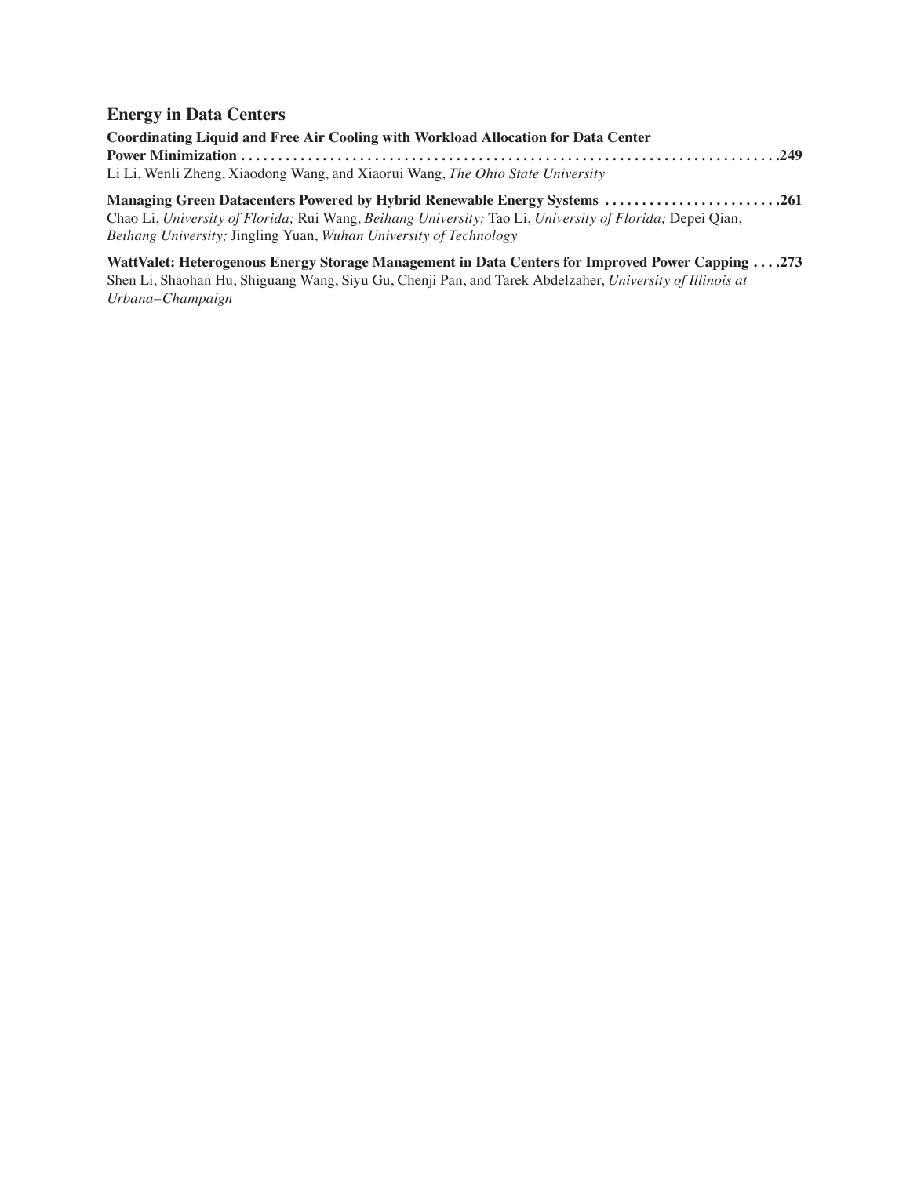## Energy in Data Centers

**Coordinating Liquid and Free Air Cooling with Workload Allocation for Data Center Power Minimization** .......... 249
Li Li, Wenli Zheng, Xiaodong Wang, and Xiaorui Wang, *The Ohio State University*

**Managing Green Datacenters Powered by Hybrid Renewable Energy Systems** .......... 261
Chao Li, *University of Florida;* Rui Wang, *Beihang University;* Tao Li, *University of Florida;* Depei Qian, *Beihang University;* Jingling Yuan, *Wuhan University of Technology*

**WattValet: Heterogenous Energy Storage Management in Data Centers for Improved Power Capping** .......... 273
Shen Li, Shaohan Hu, Shiguang Wang, Siyu Gu, Chenji Pan, and Tarek Abdelzaher, *University of Illinois at Urbana–Champaign*